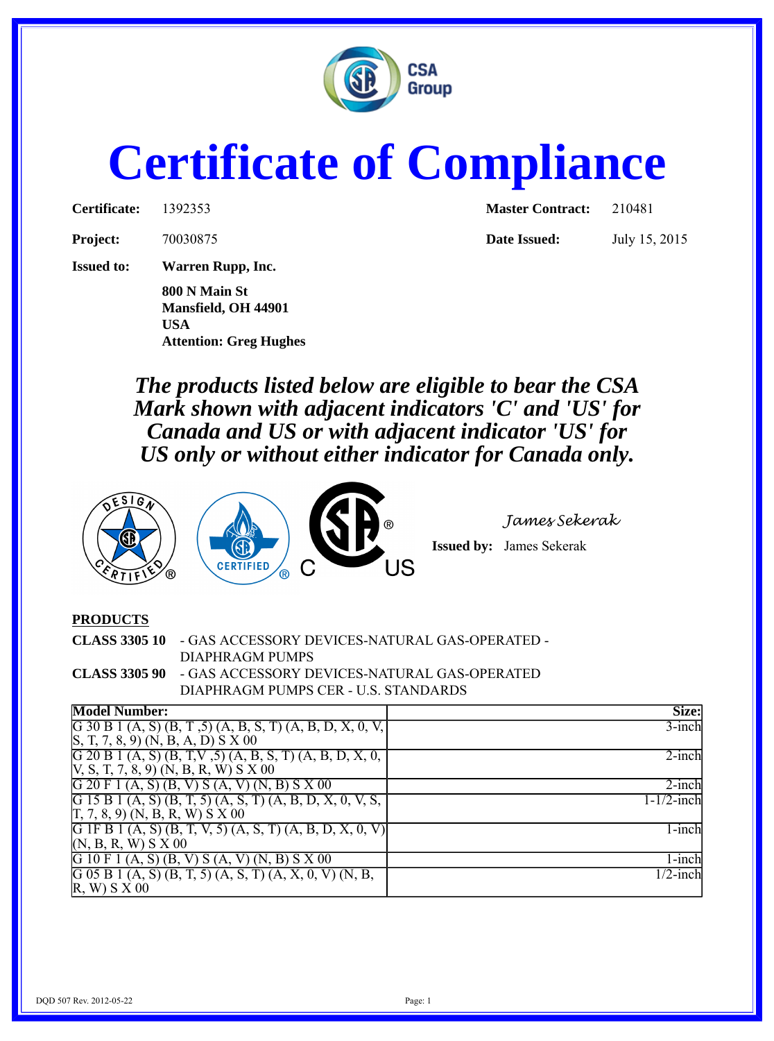# Certificate of Compliance

**Certificate:** 1392353 **Master Contract:** 210481

**Project:** 70030875 **Date Issued:** July 15, 2015

**Issued to:** **Warren Rupp, Inc.**

**800 N Main St**
**Mansfield, OH 44901**
**USA**
**Attention: Greg Hughes**

***The products listed below are eligible to bear the CSA Mark shown with adjacent indicators 'C' and 'US' for Canada and US or with adjacent indicator 'US' for US only or without either indicator for Canada only.***

*James Sekerak*

**Issued by:** James Sekerak

**PRODUCTS**

**CLASS 3305 10** - GAS ACCESSORY DEVICES-NATURAL GAS-OPERATED - DIAPHRAGM PUMPS

**CLASS 3305 90** - GAS ACCESSORY DEVICES-NATURAL GAS-OPERATED DIAPHRAGM PUMPS CER - U.S. STANDARDS

| Model Number: | Size: |
| --- | --- |
| G 30 B 1 (A, S) (B, T ,5) (A, B, S, T) (A, B, D, X, 0, V, S, T, 7, 8, 9) (N, B, A, D) S X 00 | 3-inch |
| G 20 B 1 (A, S) (B, T,V ,5) (A, B, S, T) (A, B, D, X, 0, V, S, T, 7, 8, 9) (N, B, R, W) S X 00 | 2-inch |
| G 20 F 1 (A, S) (B, V) S (A, V) (N, B) S X 00 | 2-inch |
| G 15 B 1 (A, S) (B, T, 5) (A, B, S, T) (A, B, D, X, 0, V, S, T, 7, 8, 9) (N, B, R, W) S X 00 | 1-1/2-inch |
| G 1F B 1 (A, S) (B, T, V, 5) (A, S, T) (A, B, D, X, 0, V) (N, B, R, W) S X 00 | 1-inch |
| G 10 F 1 (A, S) (B, V) S (A, V) (N, B) S X 00 | 1-inch |
| G 05 B 1 (A, S) (B, T, 5) (A, S, T) (A, X, 0, V) (N, B, R, W) S X 00 | 1/2-inch |

DQD 507 Rev. 2012-05-22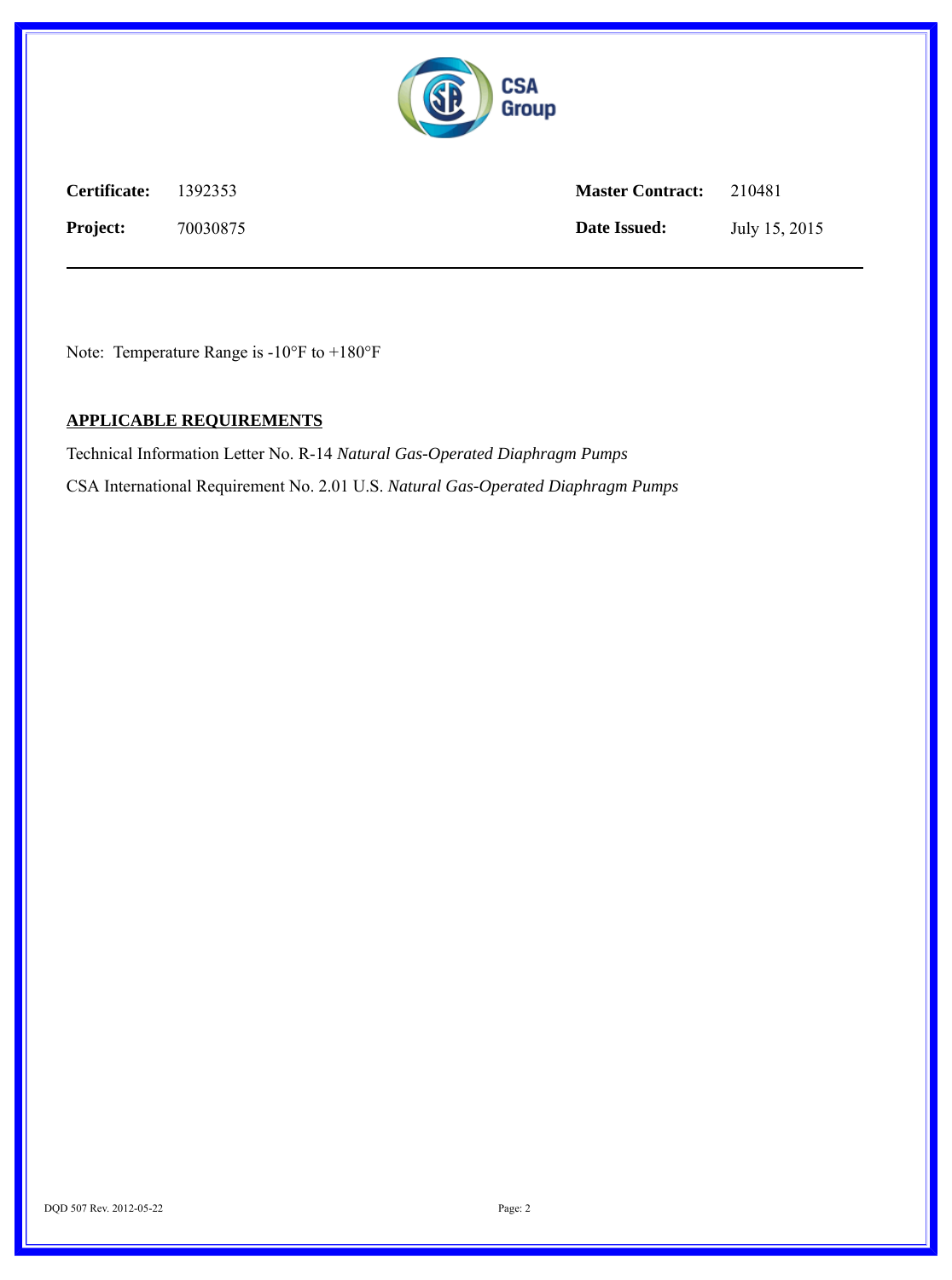| | | | |
|---|---|---|---|
| **Certificate:** | 1392353 | **Master Contract:** | 210481 |
| **Project:** | 70030875 | **Date Issued:** | July 15, 2015 |

Note: Temperature Range is -10°F to +180°F

## APPLICABLE REQUIREMENTS

Technical Information Letter No. R-14 *Natural Gas-Operated Diaphragm Pumps*

CSA International Requirement No. 2.01 U.S. *Natural Gas-Operated Diaphragm Pumps*

DQD 507 Rev. 2012-05-22